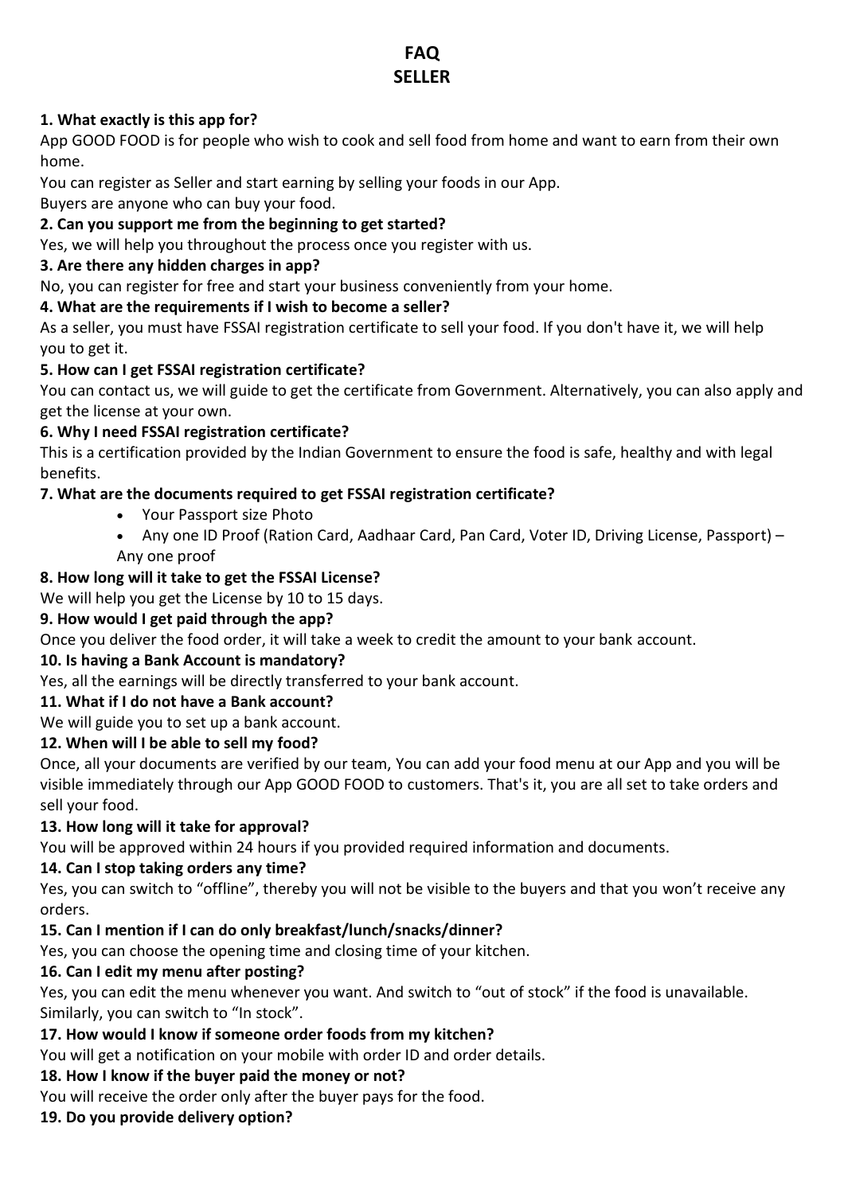# FAQ
## SELLER

**1. What exactly is this app for?**

App GOOD FOOD is for people who wish to cook and sell food from home and want to earn from their own home.

You can register as Seller and start earning by selling your foods in our App.

Buyers are anyone who can buy your food.

**2. Can you support me from the beginning to get started?**

Yes, we will help you throughout the process once you register with us.

**3. Are there any hidden charges in app?**

No, you can register for free and start your business conveniently from your home.

**4. What are the requirements if I wish to become a seller?**

As a seller, you must have FSSAI registration certificate to sell your food. If you don't have it, we will help you to get it.

**5. How can I get FSSAI registration certificate?**

You can contact us, we will guide to get the certificate from Government. Alternatively, you can also apply and get the license at your own.

**6. Why I need FSSAI registration certificate?**

This is a certification provided by the Indian Government to ensure the food is safe, healthy and with legal benefits.

**7. What are the documents required to get FSSAI registration certificate?**

- Your Passport size Photo
- Any one ID Proof (Ration Card, Aadhaar Card, Pan Card, Voter ID, Driving License, Passport) – Any one proof

**8. How long will it take to get the FSSAI License?**

We will help you get the License by 10 to 15 days.

**9. How would I get paid through the app?**

Once you deliver the food order, it will take a week to credit the amount to your bank account.

**10. Is having a Bank Account is mandatory?**

Yes, all the earnings will be directly transferred to your bank account.

**11. What if I do not have a Bank account?**

We will guide you to set up a bank account.

**12. When will I be able to sell my food?**

Once, all your documents are verified by our team, You can add your food menu at our App and you will be visible immediately through our App GOOD FOOD to customers. That's it, you are all set to take orders and sell your food.

**13. How long will it take for approval?**

You will be approved within 24 hours if you provided required information and documents.

**14. Can I stop taking orders any time?**

Yes, you can switch to "offline", thereby you will not be visible to the buyers and that you won't receive any orders.

**15. Can I mention if I can do only breakfast/lunch/snacks/dinner?**

Yes, you can choose the opening time and closing time of your kitchen.

**16. Can I edit my menu after posting?**

Yes, you can edit the menu whenever you want. And switch to "out of stock" if the food is unavailable. Similarly, you can switch to "In stock".

**17. How would I know if someone order foods from my kitchen?**

You will get a notification on your mobile with order ID and order details.

**18. How I know if the buyer paid the money or not?**

You will receive the order only after the buyer pays for the food.

**19. Do you provide delivery option?**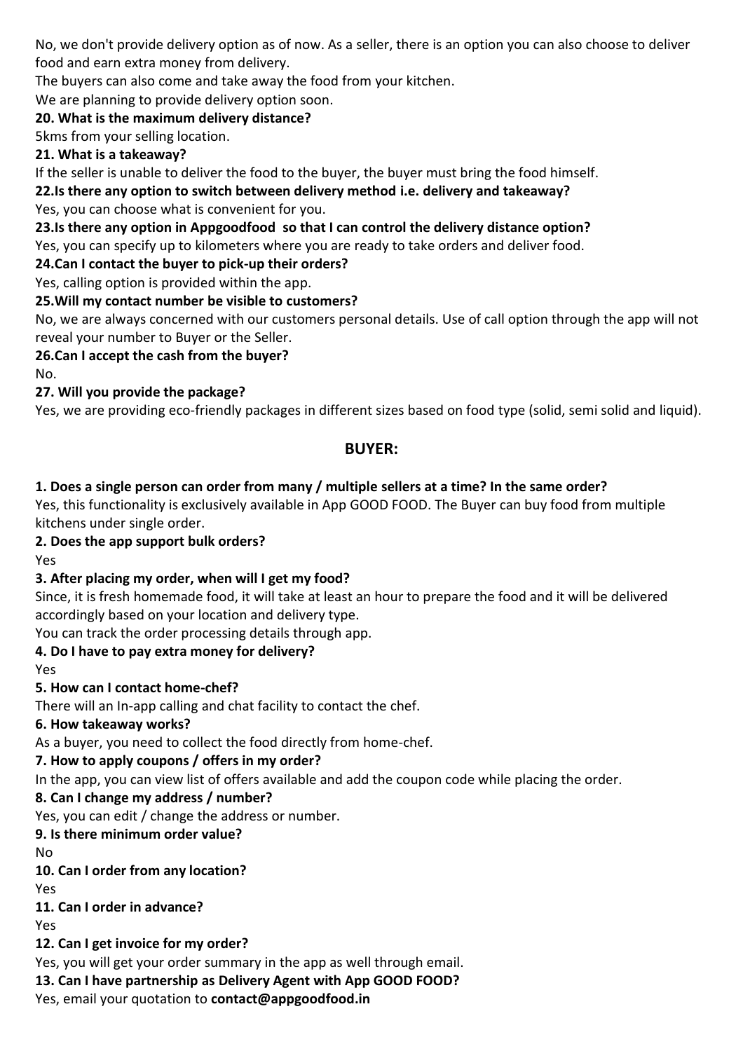No, we don't provide delivery option as of now. As a seller, there is an option you can also choose to deliver food and earn extra money from delivery.

The buyers can also come and take away the food from your kitchen.

We are planning to provide delivery option soon.

**20. What is the maximum delivery distance?**

5kms from your selling location.

**21. What is a takeaway?**

If the seller is unable to deliver the food to the buyer, the buyer must bring the food himself.

**22.Is there any option to switch between delivery method i.e. delivery and takeaway?**

Yes, you can choose what is convenient for you.

**23.Is there any option in Appgoodfood so that I can control the delivery distance option?**

Yes, you can specify up to kilometers where you are ready to take orders and deliver food.

**24.Can I contact the buyer to pick-up their orders?**

Yes, calling option is provided within the app.

**25.Will my contact number be visible to customers?**

No, we are always concerned with our customers personal details. Use of call option through the app will not reveal your number to Buyer or the Seller.

**26.Can I accept the cash from the buyer?**

No.

**27. Will you provide the package?**

Yes, we are providing eco-friendly packages in different sizes based on food type (solid, semi solid and liquid).

## BUYER:

**1. Does a single person can order from many / multiple sellers at a time? In the same order?**

Yes, this functionality is exclusively available in App GOOD FOOD. The Buyer can buy food from multiple kitchens under single order.

**2. Does the app support bulk orders?**

Yes

**3. After placing my order, when will I get my food?**

Since, it is fresh homemade food, it will take at least an hour to prepare the food and it will be delivered accordingly based on your location and delivery type.

You can track the order processing details through app.

**4. Do I have to pay extra money for delivery?**

Yes

**5. How can I contact home-chef?**

There will an In-app calling and chat facility to contact the chef.

**6. How takeaway works?**

As a buyer, you need to collect the food directly from home-chef.

**7. How to apply coupons / offers in my order?**

In the app, you can view list of offers available and add the coupon code while placing the order.

**8. Can I change my address / number?**

Yes, you can edit / change the address or number.

**9. Is there minimum order value?**

No

**10. Can I order from any location?**

Yes

**11. Can I order in advance?**

Yes

**12. Can I get invoice for my order?**

Yes, you will get your order summary in the app as well through email.

**13. Can I have partnership as Delivery Agent with App GOOD FOOD?**

Yes, email your quotation to **contact@appgoodfood.in**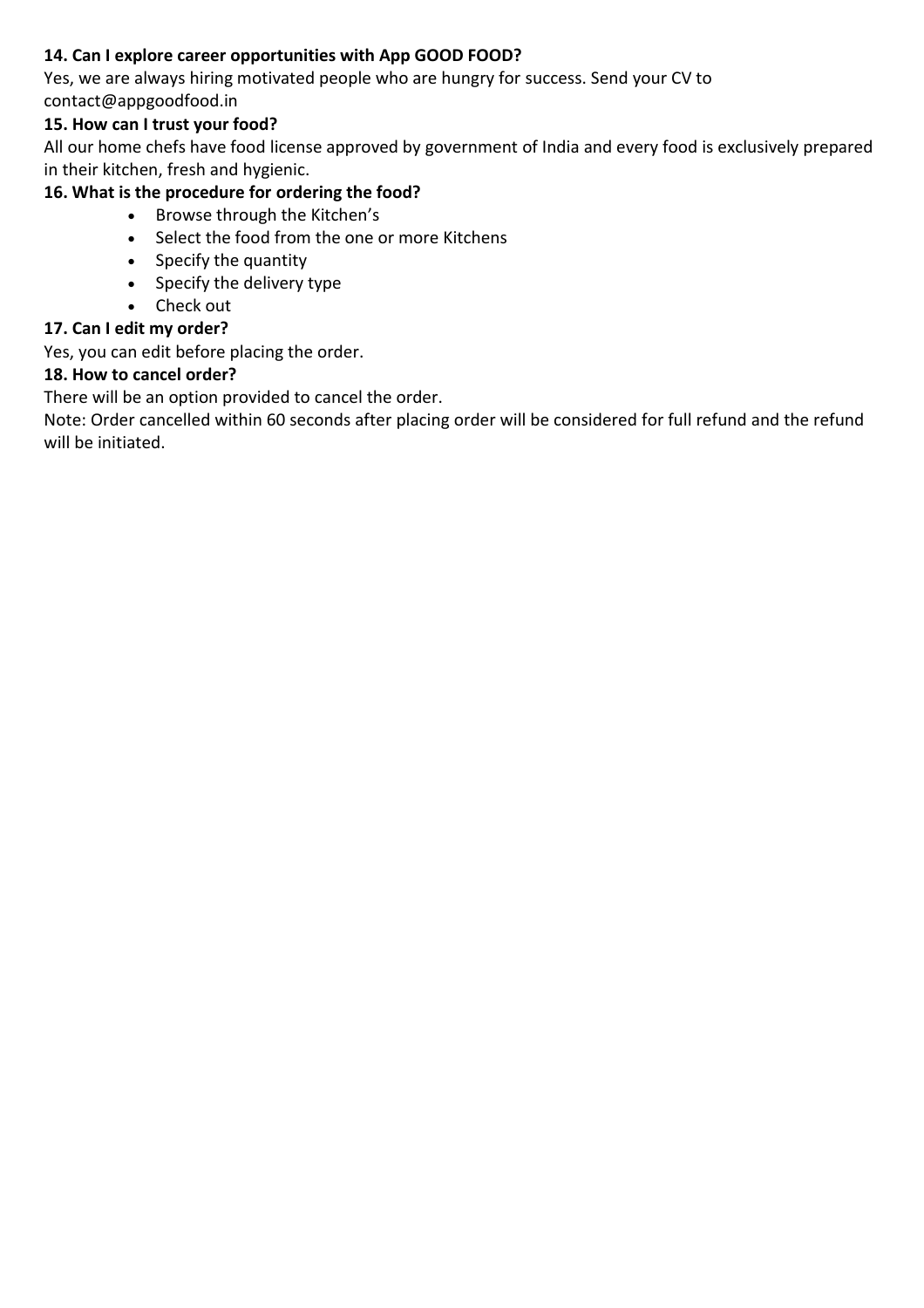**14. Can I explore career opportunities with App GOOD FOOD?**

Yes, we are always hiring motivated people who are hungry for success. Send your CV to contact@appgoodfood.in

**15. How can I trust your food?**

All our home chefs have food license approved by government of India and every food is exclusively prepared in their kitchen, fresh and hygienic.

**16. What is the procedure for ordering the food?**

- Browse through the Kitchen's
- Select the food from the one or more Kitchens
- Specify the quantity
- Specify the delivery type
- Check out

**17. Can I edit my order?**

Yes, you can edit before placing the order.

**18. How to cancel order?**

There will be an option provided to cancel the order.

Note: Order cancelled within 60 seconds after placing order will be considered for full refund and the refund will be initiated.